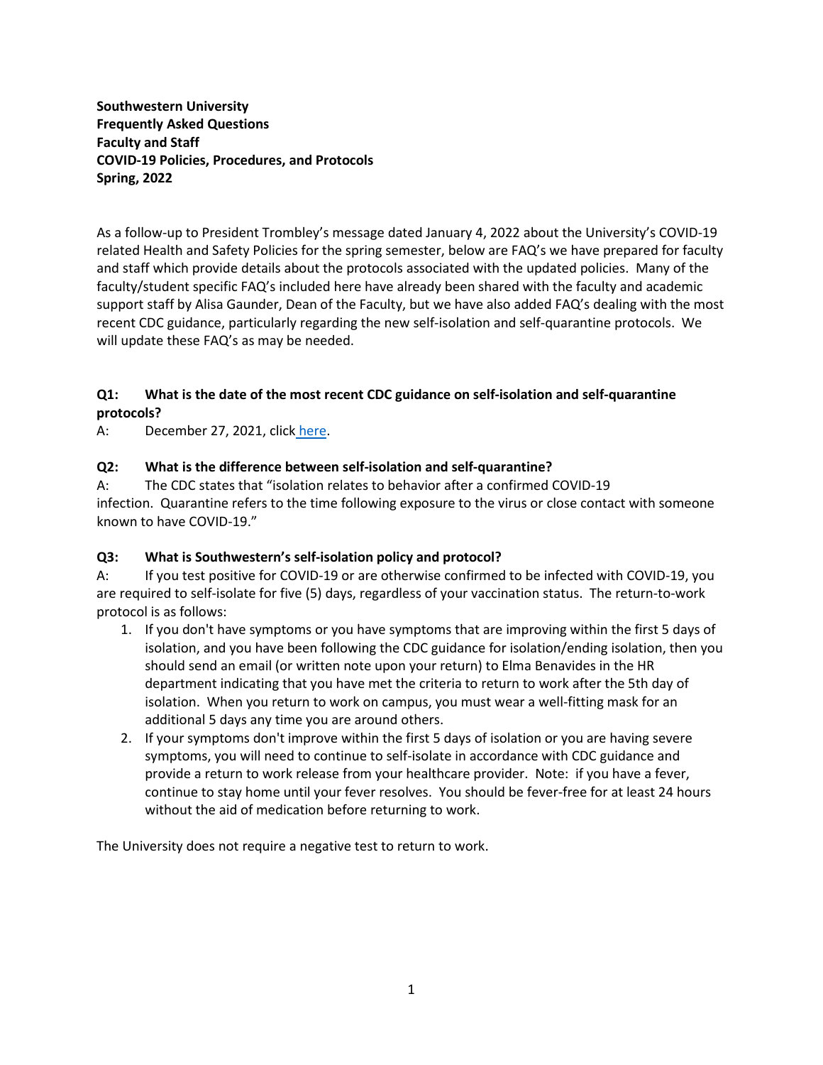**Southwestern University**
**Frequently Asked Questions**
**Faculty and Staff**
**COVID-19 Policies, Procedures, and Protocols**
**Spring, 2022**

As a follow-up to President Trombley's message dated January 4, 2022 about the University's COVID-19 related Health and Safety Policies for the spring semester, below are FAQ's we have prepared for faculty and staff which provide details about the protocols associated with the updated policies. Many of the faculty/student specific FAQ's included here have already been shared with the faculty and academic support staff by Alisa Gaunder, Dean of the Faculty, but we have also added FAQ's dealing with the most recent CDC guidance, particularly regarding the new self-isolation and self-quarantine protocols. We will update these FAQ's as may be needed.

**Q1: What is the date of the most recent CDC guidance on self-isolation and self-quarantine protocols?**

A: December 27, 2021, click here.

**Q2: What is the difference between self-isolation and self-quarantine?**

A: The CDC states that "isolation relates to behavior after a confirmed COVID-19 infection. Quarantine refers to the time following exposure to the virus or close contact with someone known to have COVID-19."

**Q3: What is Southwestern's self-isolation policy and protocol?**

A: If you test positive for COVID-19 or are otherwise confirmed to be infected with COVID-19, you are required to self-isolate for five (5) days, regardless of your vaccination status. The return-to-work protocol is as follows:

1. If you don't have symptoms or you have symptoms that are improving within the first 5 days of isolation, and you have been following the CDC guidance for isolation/ending isolation, then you should send an email (or written note upon your return) to Elma Benavides in the HR department indicating that you have met the criteria to return to work after the 5th day of isolation. When you return to work on campus, you must wear a well-fitting mask for an additional 5 days any time you are around others.
2. If your symptoms don't improve within the first 5 days of isolation or you are having severe symptoms, you will need to continue to self-isolate in accordance with CDC guidance and provide a return to work release from your healthcare provider. Note: if you have a fever, continue to stay home until your fever resolves. You should be fever-free for at least 24 hours without the aid of medication before returning to work.

The University does not require a negative test to return to work.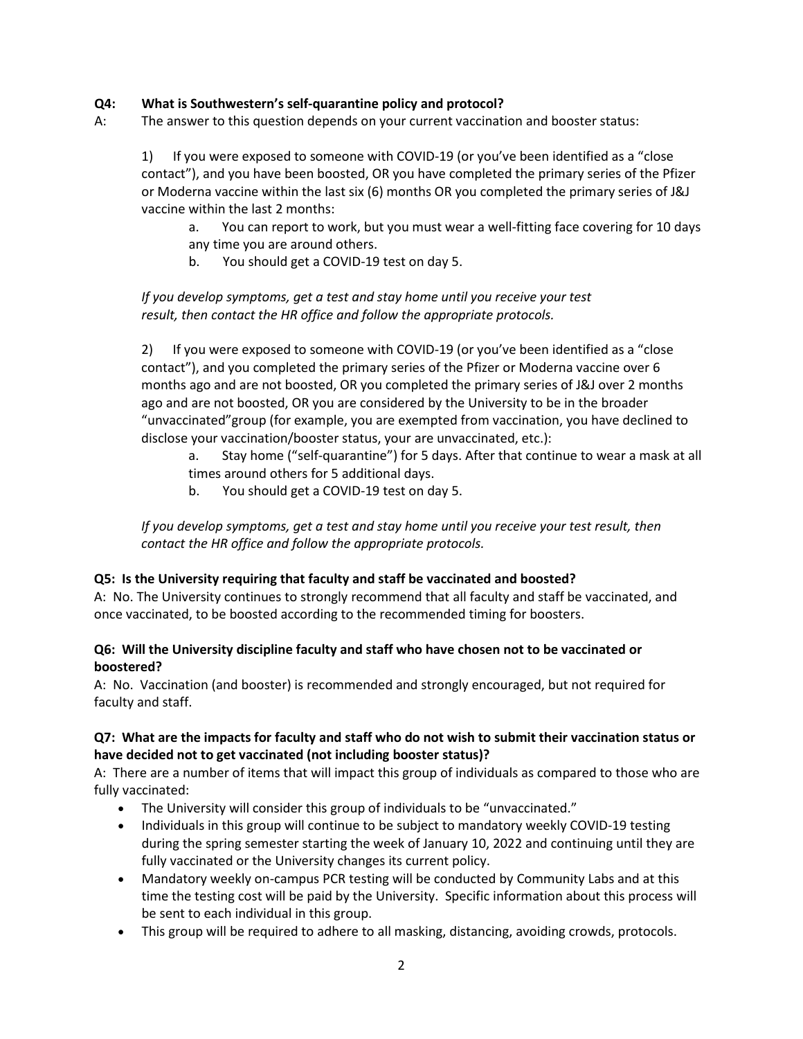**Q4: What is Southwestern's self-quarantine policy and protocol?**

A: The answer to this question depends on your current vaccination and booster status:

1) If you were exposed to someone with COVID-19 (or you've been identified as a "close contact"), and you have been boosted, OR you have completed the primary series of the Pfizer or Moderna vaccine within the last six (6) months OR you completed the primary series of J&J vaccine within the last 2 months:

   a. You can report to work, but you must wear a well-fitting face covering for 10 days any time you are around others.
   
   b. You should get a COVID-19 test on day 5.

*If you develop symptoms, get a test and stay home until you receive your test result, then contact the HR office and follow the appropriate protocols.*

2) If you were exposed to someone with COVID-19 (or you've been identified as a "close contact"), and you completed the primary series of the Pfizer or Moderna vaccine over 6 months ago and are not boosted, OR you completed the primary series of J&J over 2 months ago and are not boosted, OR you are considered by the University to be in the broader "unvaccinated"group (for example, you are exempted from vaccination, you have declined to disclose your vaccination/booster status, your are unvaccinated, etc.):

   a. Stay home ("self-quarantine") for 5 days. After that continue to wear a mask at all times around others for 5 additional days.
   
   b. You should get a COVID-19 test on day 5.

*If you develop symptoms, get a test and stay home until you receive your test result, then contact the HR office and follow the appropriate protocols.*

**Q5: Is the University requiring that faculty and staff be vaccinated and boosted?**

A: No. The University continues to strongly recommend that all faculty and staff be vaccinated, and once vaccinated, to be boosted according to the recommended timing for boosters.

**Q6: Will the University discipline faculty and staff who have chosen not to be vaccinated or boostered?**

A: No. Vaccination (and booster) is recommended and strongly encouraged, but not required for faculty and staff.

**Q7: What are the impacts for faculty and staff who do not wish to submit their vaccination status or have decided not to get vaccinated (not including booster status)?**

A: There are a number of items that will impact this group of individuals as compared to those who are fully vaccinated:

- The University will consider this group of individuals to be "unvaccinated."
- Individuals in this group will continue to be subject to mandatory weekly COVID-19 testing during the spring semester starting the week of January 10, 2022 and continuing until they are fully vaccinated or the University changes its current policy.
- Mandatory weekly on-campus PCR testing will be conducted by Community Labs and at this time the testing cost will be paid by the University. Specific information about this process will be sent to each individual in this group.
- This group will be required to adhere to all masking, distancing, avoiding crowds, protocols.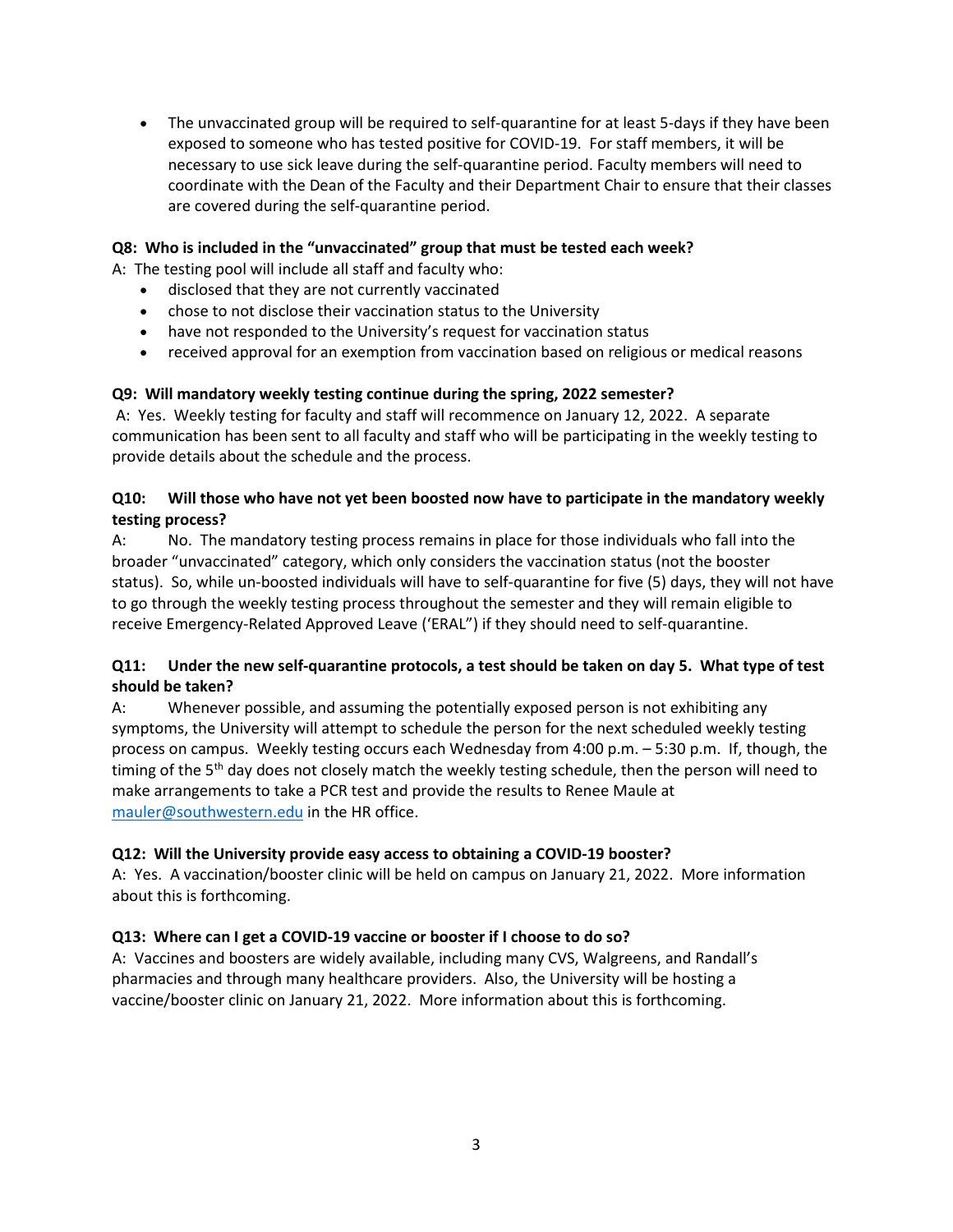- The unvaccinated group will be required to self-quarantine for at least 5-days if they have been exposed to someone who has tested positive for COVID-19. For staff members, it will be necessary to use sick leave during the self-quarantine period. Faculty members will need to coordinate with the Dean of the Faculty and their Department Chair to ensure that their classes are covered during the self-quarantine period.

**Q8: Who is included in the "unvaccinated" group that must be tested each week?**

A: The testing pool will include all staff and faculty who:

- disclosed that they are not currently vaccinated
- chose to not disclose their vaccination status to the University
- have not responded to the University's request for vaccination status
- received approval for an exemption from vaccination based on religious or medical reasons

**Q9: Will mandatory weekly testing continue during the spring, 2022 semester?**

A: Yes. Weekly testing for faculty and staff will recommence on January 12, 2022. A separate communication has been sent to all faculty and staff who will be participating in the weekly testing to provide details about the schedule and the process.

**Q10: Will those who have not yet been boosted now have to participate in the mandatory weekly testing process?**

A: No. The mandatory testing process remains in place for those individuals who fall into the broader "unvaccinated" category, which only considers the vaccination status (not the booster status). So, while un-boosted individuals will have to self-quarantine for five (5) days, they will not have to go through the weekly testing process throughout the semester and they will remain eligible to receive Emergency-Related Approved Leave ('ERAL") if they should need to self-quarantine.

**Q11: Under the new self-quarantine protocols, a test should be taken on day 5. What type of test should be taken?**

A: Whenever possible, and assuming the potentially exposed person is not exhibiting any symptoms, the University will attempt to schedule the person for the next scheduled weekly testing process on campus. Weekly testing occurs each Wednesday from 4:00 p.m. – 5:30 p.m. If, though, the timing of the 5th day does not closely match the weekly testing schedule, then the person will need to make arrangements to take a PCR test and provide the results to Renee Maule at mauler@southwestern.edu in the HR office.

**Q12: Will the University provide easy access to obtaining a COVID-19 booster?**

A: Yes. A vaccination/booster clinic will be held on campus on January 21, 2022. More information about this is forthcoming.

**Q13: Where can I get a COVID-19 vaccine or booster if I choose to do so?**

A: Vaccines and boosters are widely available, including many CVS, Walgreens, and Randall's pharmacies and through many healthcare providers. Also, the University will be hosting a vaccine/booster clinic on January 21, 2022. More information about this is forthcoming.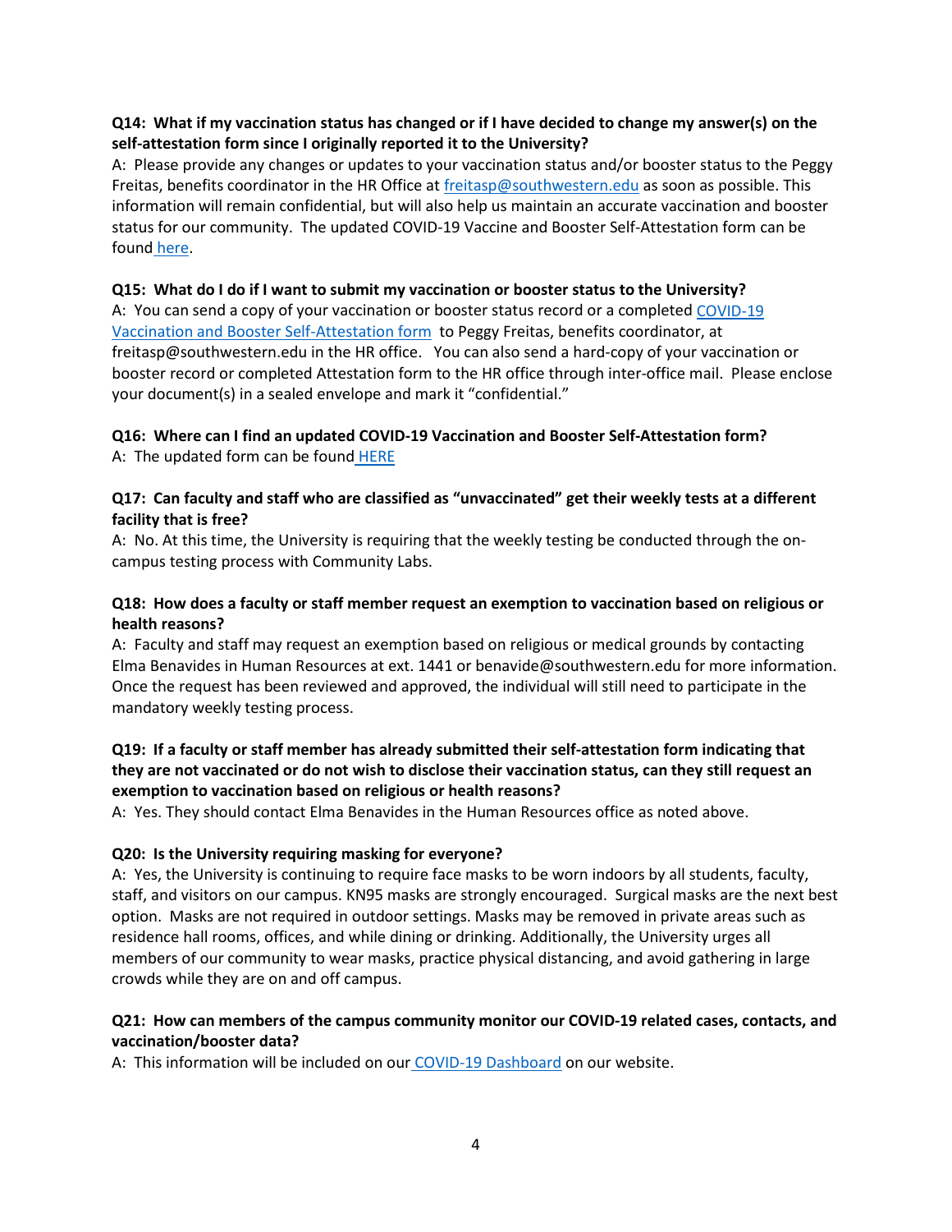**Q14: What if my vaccination status has changed or if I have decided to change my answer(s) on the self-attestation form since I originally reported it to the University?**

A: Please provide any changes or updates to your vaccination status and/or booster status to the Peggy Freitas, benefits coordinator in the HR Office at freitasp@southwestern.edu as soon as possible. This information will remain confidential, but will also help us maintain an accurate vaccination and booster status for our community. The updated COVID-19 Vaccine and Booster Self-Attestation form can be found here.

**Q15: What do I do if I want to submit my vaccination or booster status to the University?**

A: You can send a copy of your vaccination or booster status record or a completed COVID-19 Vaccination and Booster Self-Attestation form to Peggy Freitas, benefits coordinator, at freitasp@southwestern.edu in the HR office. You can also send a hard-copy of your vaccination or booster record or completed Attestation form to the HR office through inter-office mail. Please enclose your document(s) in a sealed envelope and mark it "confidential."

**Q16: Where can I find an updated COVID-19 Vaccination and Booster Self-Attestation form?**

A: The updated form can be found HERE

**Q17: Can faculty and staff who are classified as "unvaccinated" get their weekly tests at a different facility that is free?**

A: No. At this time, the University is requiring that the weekly testing be conducted through the on-campus testing process with Community Labs.

**Q18: How does a faculty or staff member request an exemption to vaccination based on religious or health reasons?**

A: Faculty and staff may request an exemption based on religious or medical grounds by contacting Elma Benavides in Human Resources at ext. 1441 or benavide@southwestern.edu for more information. Once the request has been reviewed and approved, the individual will still need to participate in the mandatory weekly testing process.

**Q19: If a faculty or staff member has already submitted their self-attestation form indicating that they are not vaccinated or do not wish to disclose their vaccination status, can they still request an exemption to vaccination based on religious or health reasons?**

A: Yes. They should contact Elma Benavides in the Human Resources office as noted above.

**Q20: Is the University requiring masking for everyone?**

A: Yes, the University is continuing to require face masks to be worn indoors by all students, faculty, staff, and visitors on our campus. KN95 masks are strongly encouraged. Surgical masks are the next best option. Masks are not required in outdoor settings. Masks may be removed in private areas such as residence hall rooms, offices, and while dining or drinking. Additionally, the University urges all members of our community to wear masks, practice physical distancing, and avoid gathering in large crowds while they are on and off campus.

**Q21: How can members of the campus community monitor our COVID-19 related cases, contacts, and vaccination/booster data?**

A: This information will be included on our COVID-19 Dashboard on our website.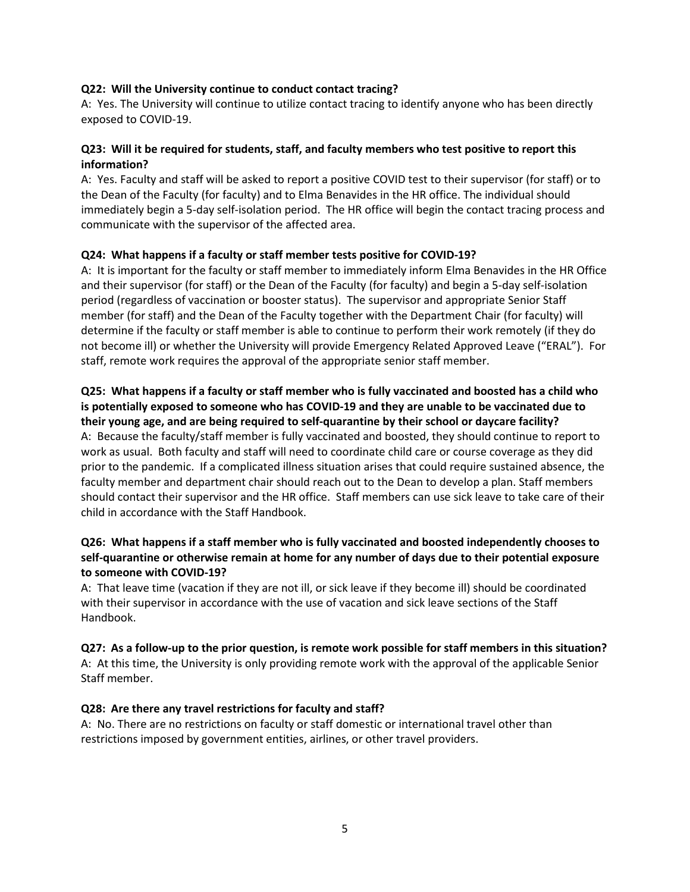**Q22: Will the University continue to conduct contact tracing?**

A: Yes. The University will continue to utilize contact tracing to identify anyone who has been directly exposed to COVID-19.

**Q23: Will it be required for students, staff, and faculty members who test positive to report this information?**

A: Yes. Faculty and staff will be asked to report a positive COVID test to their supervisor (for staff) or to the Dean of the Faculty (for faculty) and to Elma Benavides in the HR office. The individual should immediately begin a 5-day self-isolation period. The HR office will begin the contact tracing process and communicate with the supervisor of the affected area.

**Q24: What happens if a faculty or staff member tests positive for COVID-19?**

A: It is important for the faculty or staff member to immediately inform Elma Benavides in the HR Office and their supervisor (for staff) or the Dean of the Faculty (for faculty) and begin a 5-day self-isolation period (regardless of vaccination or booster status). The supervisor and appropriate Senior Staff member (for staff) and the Dean of the Faculty together with the Department Chair (for faculty) will determine if the faculty or staff member is able to continue to perform their work remotely (if they do not become ill) or whether the University will provide Emergency Related Approved Leave ("ERAL"). For staff, remote work requires the approval of the appropriate senior staff member.

**Q25: What happens if a faculty or staff member who is fully vaccinated and boosted has a child who is potentially exposed to someone who has COVID-19 and they are unable to be vaccinated due to their young age, and are being required to self-quarantine by their school or daycare facility?**

A: Because the faculty/staff member is fully vaccinated and boosted, they should continue to report to work as usual. Both faculty and staff will need to coordinate child care or course coverage as they did prior to the pandemic. If a complicated illness situation arises that could require sustained absence, the faculty member and department chair should reach out to the Dean to develop a plan. Staff members should contact their supervisor and the HR office. Staff members can use sick leave to take care of their child in accordance with the Staff Handbook.

**Q26: What happens if a staff member who is fully vaccinated and boosted independently chooses to self-quarantine or otherwise remain at home for any number of days due to their potential exposure to someone with COVID-19?**

A: That leave time (vacation if they are not ill, or sick leave if they become ill) should be coordinated with their supervisor in accordance with the use of vacation and sick leave sections of the Staff Handbook.

**Q27: As a follow-up to the prior question, is remote work possible for staff members in this situation?**

A: At this time, the University is only providing remote work with the approval of the applicable Senior Staff member.

**Q28: Are there any travel restrictions for faculty and staff?**

A: No. There are no restrictions on faculty or staff domestic or international travel other than restrictions imposed by government entities, airlines, or other travel providers.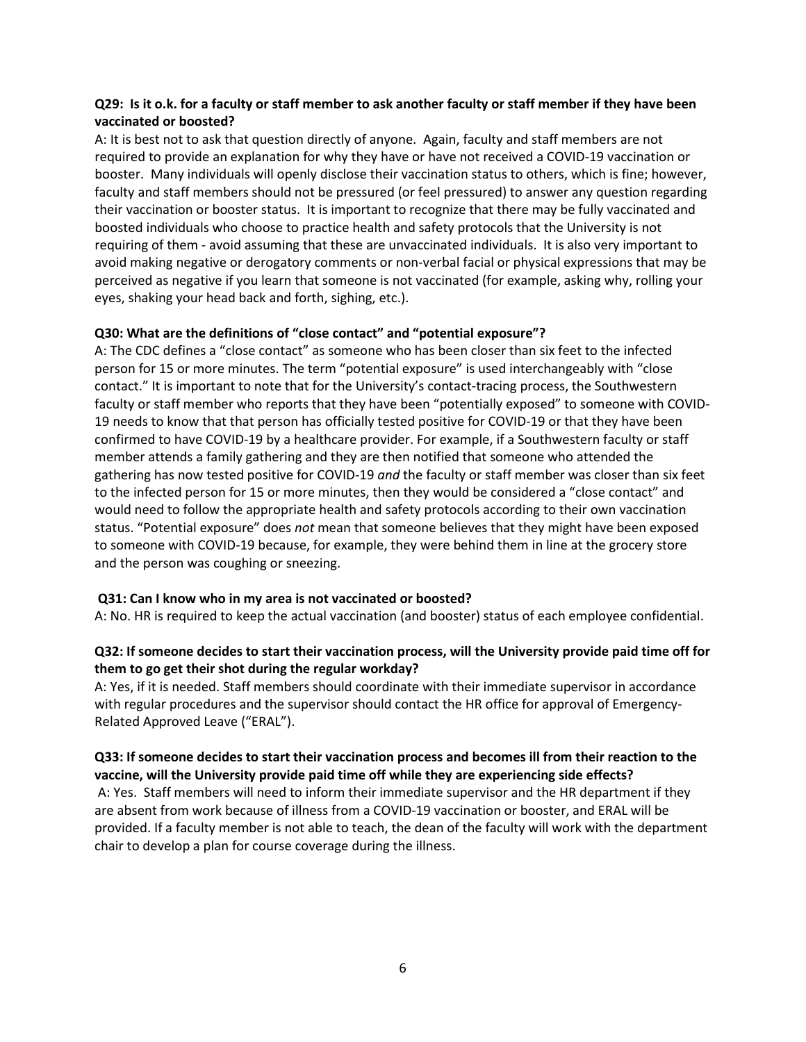**Q29: Is it o.k. for a faculty or staff member to ask another faculty or staff member if they have been vaccinated or boosted?**

A: It is best not to ask that question directly of anyone. Again, faculty and staff members are not required to provide an explanation for why they have or have not received a COVID-19 vaccination or booster. Many individuals will openly disclose their vaccination status to others, which is fine; however, faculty and staff members should not be pressured (or feel pressured) to answer any question regarding their vaccination or booster status. It is important to recognize that there may be fully vaccinated and boosted individuals who choose to practice health and safety protocols that the University is not requiring of them - avoid assuming that these are unvaccinated individuals. It is also very important to avoid making negative or derogatory comments or non-verbal facial or physical expressions that may be perceived as negative if you learn that someone is not vaccinated (for example, asking why, rolling your eyes, shaking your head back and forth, sighing, etc.).

**Q30: What are the definitions of "close contact" and "potential exposure"?**

A: The CDC defines a "close contact" as someone who has been closer than six feet to the infected person for 15 or more minutes. The term "potential exposure" is used interchangeably with "close contact." It is important to note that for the University's contact-tracing process, the Southwestern faculty or staff member who reports that they have been "potentially exposed" to someone with COVID-19 needs to know that that person has officially tested positive for COVID-19 or that they have been confirmed to have COVID-19 by a healthcare provider. For example, if a Southwestern faculty or staff member attends a family gathering and they are then notified that someone who attended the gathering has now tested positive for COVID-19 *and* the faculty or staff member was closer than six feet to the infected person for 15 or more minutes, then they would be considered a "close contact" and would need to follow the appropriate health and safety protocols according to their own vaccination status. "Potential exposure" does *not* mean that someone believes that they might have been exposed to someone with COVID-19 because, for example, they were behind them in line at the grocery store and the person was coughing or sneezing.

**Q31: Can I know who in my area is not vaccinated or boosted?**

A: No. HR is required to keep the actual vaccination (and booster) status of each employee confidential.

**Q32: If someone decides to start their vaccination process, will the University provide paid time off for them to go get their shot during the regular workday?**

A: Yes, if it is needed. Staff members should coordinate with their immediate supervisor in accordance with regular procedures and the supervisor should contact the HR office for approval of Emergency-Related Approved Leave ("ERAL").

**Q33: If someone decides to start their vaccination process and becomes ill from their reaction to the vaccine, will the University provide paid time off while they are experiencing side effects?**

A: Yes. Staff members will need to inform their immediate supervisor and the HR department if they are absent from work because of illness from a COVID-19 vaccination or booster, and ERAL will be provided. If a faculty member is not able to teach, the dean of the faculty will work with the department chair to develop a plan for course coverage during the illness.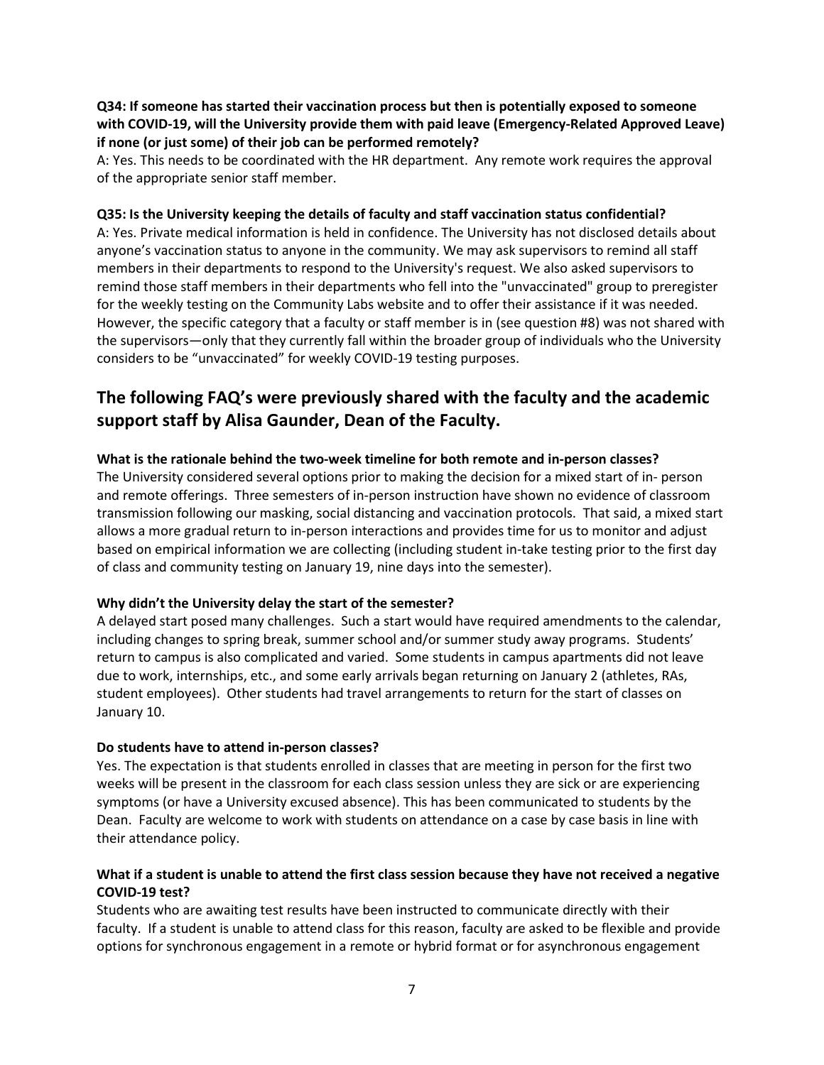**Q34: If someone has started their vaccination process but then is potentially exposed to someone with COVID-19, will the University provide them with paid leave (Emergency-Related Approved Leave) if none (or just some) of their job can be performed remotely?**
A: Yes. This needs to be coordinated with the HR department. Any remote work requires the approval of the appropriate senior staff member.

**Q35: Is the University keeping the details of faculty and staff vaccination status confidential?**
A: Yes. Private medical information is held in confidence. The University has not disclosed details about anyone's vaccination status to anyone in the community. We may ask supervisors to remind all staff members in their departments to respond to the University's request. We also asked supervisors to remind those staff members in their departments who fell into the "unvaccinated" group to preregister for the weekly testing on the Community Labs website and to offer their assistance if it was needed. However, the specific category that a faculty or staff member is in (see question #8) was not shared with the supervisors—only that they currently fall within the broader group of individuals who the University considers to be "unvaccinated" for weekly COVID-19 testing purposes.

## The following FAQ's were previously shared with the faculty and the academic support staff by Alisa Gaunder, Dean of the Faculty.

**What is the rationale behind the two-week timeline for both remote and in-person classes?**
The University considered several options prior to making the decision for a mixed start of in- person and remote offerings. Three semesters of in-person instruction have shown no evidence of classroom transmission following our masking, social distancing and vaccination protocols. That said, a mixed start allows a more gradual return to in-person interactions and provides time for us to monitor and adjust based on empirical information we are collecting (including student in-take testing prior to the first day of class and community testing on January 19, nine days into the semester).

**Why didn't the University delay the start of the semester?**
A delayed start posed many challenges. Such a start would have required amendments to the calendar, including changes to spring break, summer school and/or summer study away programs. Students' return to campus is also complicated and varied. Some students in campus apartments did not leave due to work, internships, etc., and some early arrivals began returning on January 2 (athletes, RAs, student employees). Other students had travel arrangements to return for the start of classes on January 10.

**Do students have to attend in-person classes?**
Yes. The expectation is that students enrolled in classes that are meeting in person for the first two weeks will be present in the classroom for each class session unless they are sick or are experiencing symptoms (or have a University excused absence). This has been communicated to students by the Dean. Faculty are welcome to work with students on attendance on a case by case basis in line with their attendance policy.

**What if a student is unable to attend the first class session because they have not received a negative COVID-19 test?**
Students who are awaiting test results have been instructed to communicate directly with their faculty. If a student is unable to attend class for this reason, faculty are asked to be flexible and provide options for synchronous engagement in a remote or hybrid format or for asynchronous engagement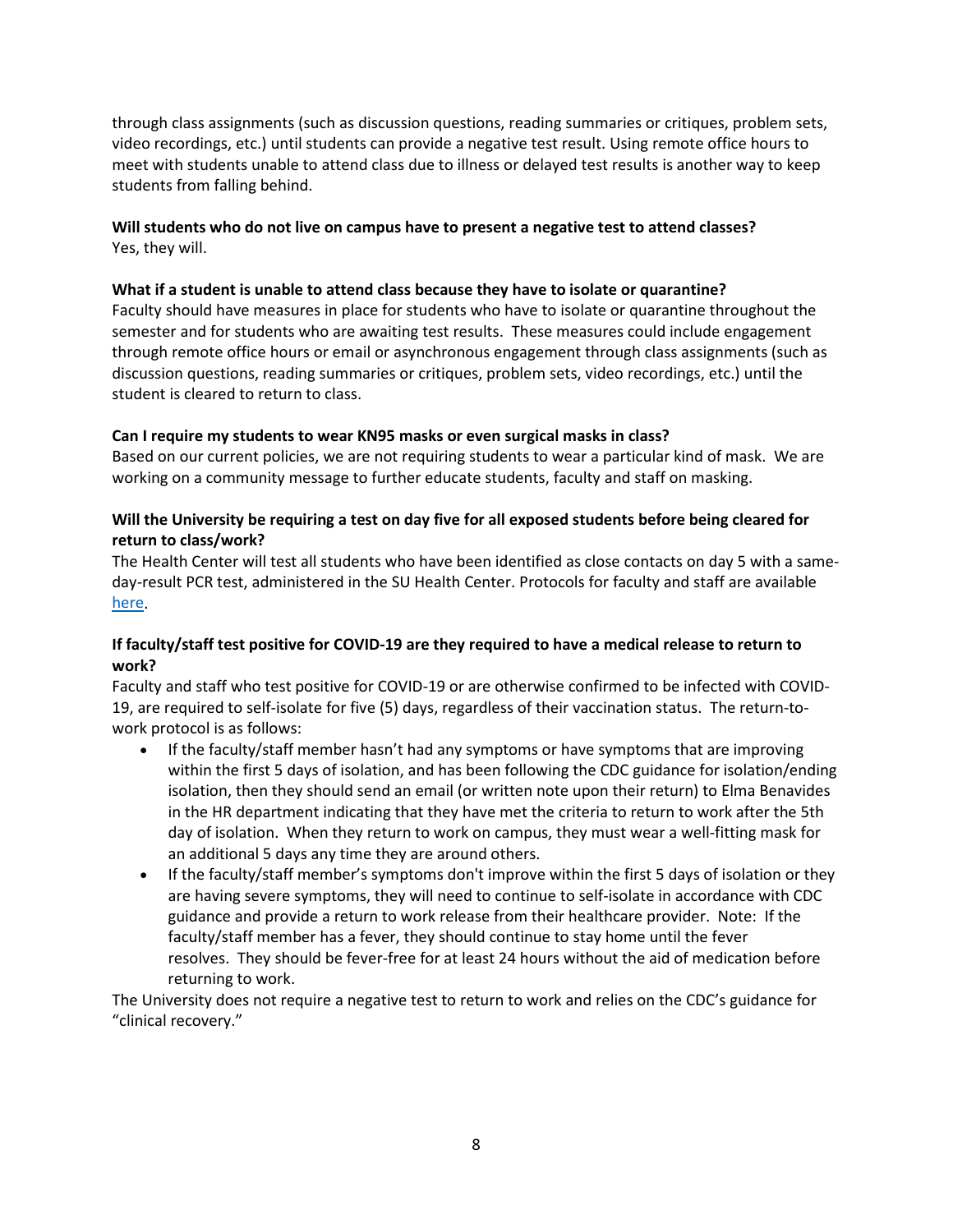through class assignments (such as discussion questions, reading summaries or critiques, problem sets, video recordings, etc.) until students can provide a negative test result. Using remote office hours to meet with students unable to attend class due to illness or delayed test results is another way to keep students from falling behind.

**Will students who do not live on campus have to present a negative test to attend classes?**
Yes, they will.

**What if a student is unable to attend class because they have to isolate or quarantine?**
Faculty should have measures in place for students who have to isolate or quarantine throughout the semester and for students who are awaiting test results. These measures could include engagement through remote office hours or email or asynchronous engagement through class assignments (such as discussion questions, reading summaries or critiques, problem sets, video recordings, etc.) until the student is cleared to return to class.

**Can I require my students to wear KN95 masks or even surgical masks in class?**
Based on our current policies, we are not requiring students to wear a particular kind of mask. We are working on a community message to further educate students, faculty and staff on masking.

**Will the University be requiring a test on day five for all exposed students before being cleared for return to class/work?**
The Health Center will test all students who have been identified as close contacts on day 5 with a same-day-result PCR test, administered in the SU Health Center. Protocols for faculty and staff are available [here](#).

**If faculty/staff test positive for COVID-19 are they required to have a medical release to return to work?**
Faculty and staff who test positive for COVID-19 or are otherwise confirmed to be infected with COVID-19, are required to self-isolate for five (5) days, regardless of their vaccination status. The return-to-work protocol is as follows:

- If the faculty/staff member hasn't had any symptoms or have symptoms that are improving within the first 5 days of isolation, and has been following the CDC guidance for isolation/ending isolation, then they should send an email (or written note upon their return) to Elma Benavides in the HR department indicating that they have met the criteria to return to work after the 5th day of isolation. When they return to work on campus, they must wear a well-fitting mask for an additional 5 days any time they are around others.
- If the faculty/staff member's symptoms don't improve within the first 5 days of isolation or they are having severe symptoms, they will need to continue to self-isolate in accordance with CDC guidance and provide a return to work release from their healthcare provider. Note: If the faculty/staff member has a fever, they should continue to stay home until the fever resolves. They should be fever-free for at least 24 hours without the aid of medication before returning to work.

The University does not require a negative test to return to work and relies on the CDC's guidance for "clinical recovery."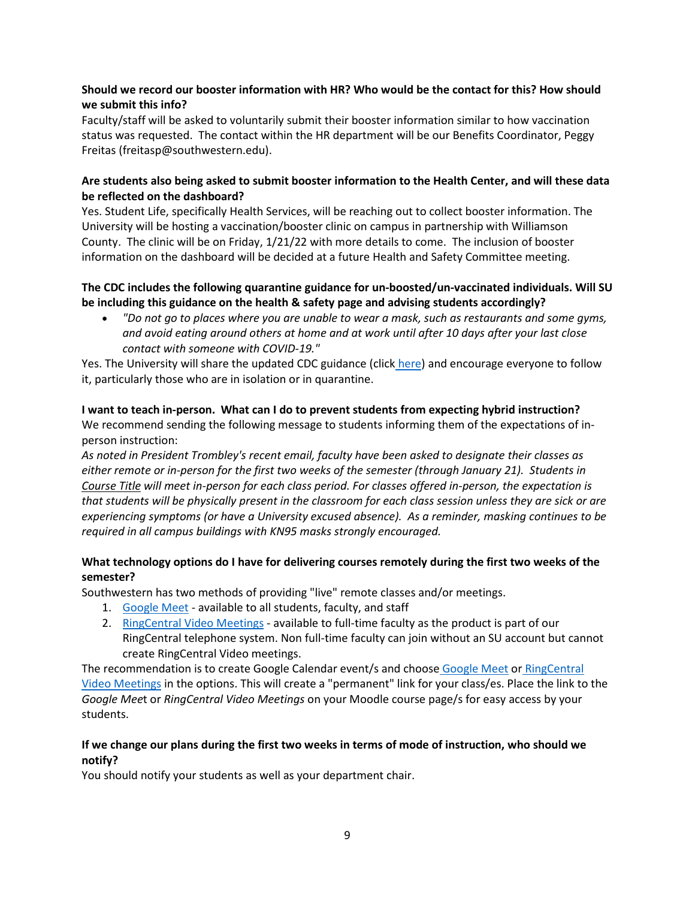**Should we record our booster information with HR? Who would be the contact for this? How should we submit this info?**

Faculty/staff will be asked to voluntarily submit their booster information similar to how vaccination status was requested. The contact within the HR department will be our Benefits Coordinator, Peggy Freitas (freitasp@southwestern.edu).

**Are students also being asked to submit booster information to the Health Center, and will these data be reflected on the dashboard?**

Yes. Student Life, specifically Health Services, will be reaching out to collect booster information. The University will be hosting a vaccination/booster clinic on campus in partnership with Williamson County. The clinic will be on Friday, 1/21/22 with more details to come. The inclusion of booster information on the dashboard will be decided at a future Health and Safety Committee meeting.

**The CDC includes the following quarantine guidance for un-boosted/un-vaccinated individuals. Will SU be including this guidance on the health & safety page and advising students accordingly?**

- *"Do not go to places where you are unable to wear a mask, such as restaurants and some gyms, and avoid eating around others at home and at work until after 10 days after your last close contact with someone with COVID-19."*

Yes. The University will share the updated CDC guidance (click here) and encourage everyone to follow it, particularly those who are in isolation or in quarantine.

**I want to teach in-person. What can I do to prevent students from expecting hybrid instruction?**

We recommend sending the following message to students informing them of the expectations of in-person instruction:

*As noted in President Trombley's recent email, faculty have been asked to designate their classes as either remote or in-person for the first two weeks of the semester (through January 21). Students in Course Title will meet in-person for each class period. For classes offered in-person, the expectation is that students will be physically present in the classroom for each class session unless they are sick or are experiencing symptoms (or have a University excused absence). As a reminder, masking continues to be required in all campus buildings with KN95 masks strongly encouraged.*

**What technology options do I have for delivering courses remotely during the first two weeks of the semester?**

Southwestern has two methods of providing "live" remote classes and/or meetings.

1. Google Meet - available to all students, faculty, and staff
2. RingCentral Video Meetings - available to full-time faculty as the product is part of our RingCentral telephone system. Non full-time faculty can join without an SU account but cannot create RingCentral Video meetings.

The recommendation is to create Google Calendar event/s and choose Google Meet or RingCentral Video Meetings in the options. This will create a "permanent" link for your class/es. Place the link to the *Google Meet* or *RingCentral Video Meetings* on your Moodle course page/s for easy access by your students.

**If we change our plans during the first two weeks in terms of mode of instruction, who should we notify?**

You should notify your students as well as your department chair.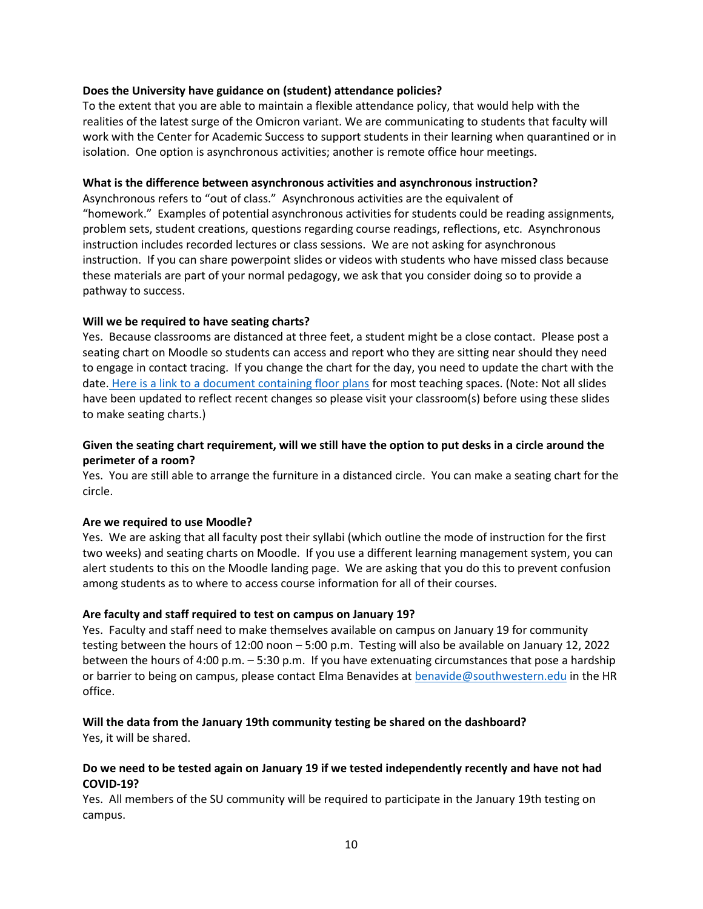**Does the University have guidance on (student) attendance policies?**
To the extent that you are able to maintain a flexible attendance policy, that would help with the realities of the latest surge of the Omicron variant. We are communicating to students that faculty will work with the Center for Academic Success to support students in their learning when quarantined or in isolation. One option is asynchronous activities; another is remote office hour meetings.

**What is the difference between asynchronous activities and asynchronous instruction?**
Asynchronous refers to "out of class." Asynchronous activities are the equivalent of "homework." Examples of potential asynchronous activities for students could be reading assignments, problem sets, student creations, questions regarding course readings, reflections, etc. Asynchronous instruction includes recorded lectures or class sessions. We are not asking for asynchronous instruction. If you can share powerpoint slides or videos with students who have missed class because these materials are part of your normal pedagogy, we ask that you consider doing so to provide a pathway to success.

**Will we be required to have seating charts?**
Yes. Because classrooms are distanced at three feet, a student might be a close contact. Please post a seating chart on Moodle so students can access and report who they are sitting near should they need to engage in contact tracing. If you change the chart for the day, you need to update the chart with the date. Here is a link to a document containing floor plans for most teaching spaces. (Note: Not all slides have been updated to reflect recent changes so please visit your classroom(s) before using these slides to make seating charts.)

**Given the seating chart requirement, will we still have the option to put desks in a circle around the perimeter of a room?**
Yes. You are still able to arrange the furniture in a distanced circle. You can make a seating chart for the circle.

**Are we required to use Moodle?**
Yes. We are asking that all faculty post their syllabi (which outline the mode of instruction for the first two weeks) and seating charts on Moodle. If you use a different learning management system, you can alert students to this on the Moodle landing page. We are asking that you do this to prevent confusion among students as to where to access course information for all of their courses.

**Are faculty and staff required to test on campus on January 19?**
Yes. Faculty and staff need to make themselves available on campus on January 19 for community testing between the hours of 12:00 noon – 5:00 p.m. Testing will also be available on January 12, 2022 between the hours of 4:00 p.m. – 5:30 p.m. If you have extenuating circumstances that pose a hardship or barrier to being on campus, please contact Elma Benavides at benavide@southwestern.edu in the HR office.

**Will the data from the January 19th community testing be shared on the dashboard?**
Yes, it will be shared.

**Do we need to be tested again on January 19 if we tested independently recently and have not had COVID-19?**
Yes. All members of the SU community will be required to participate in the January 19th testing on campus.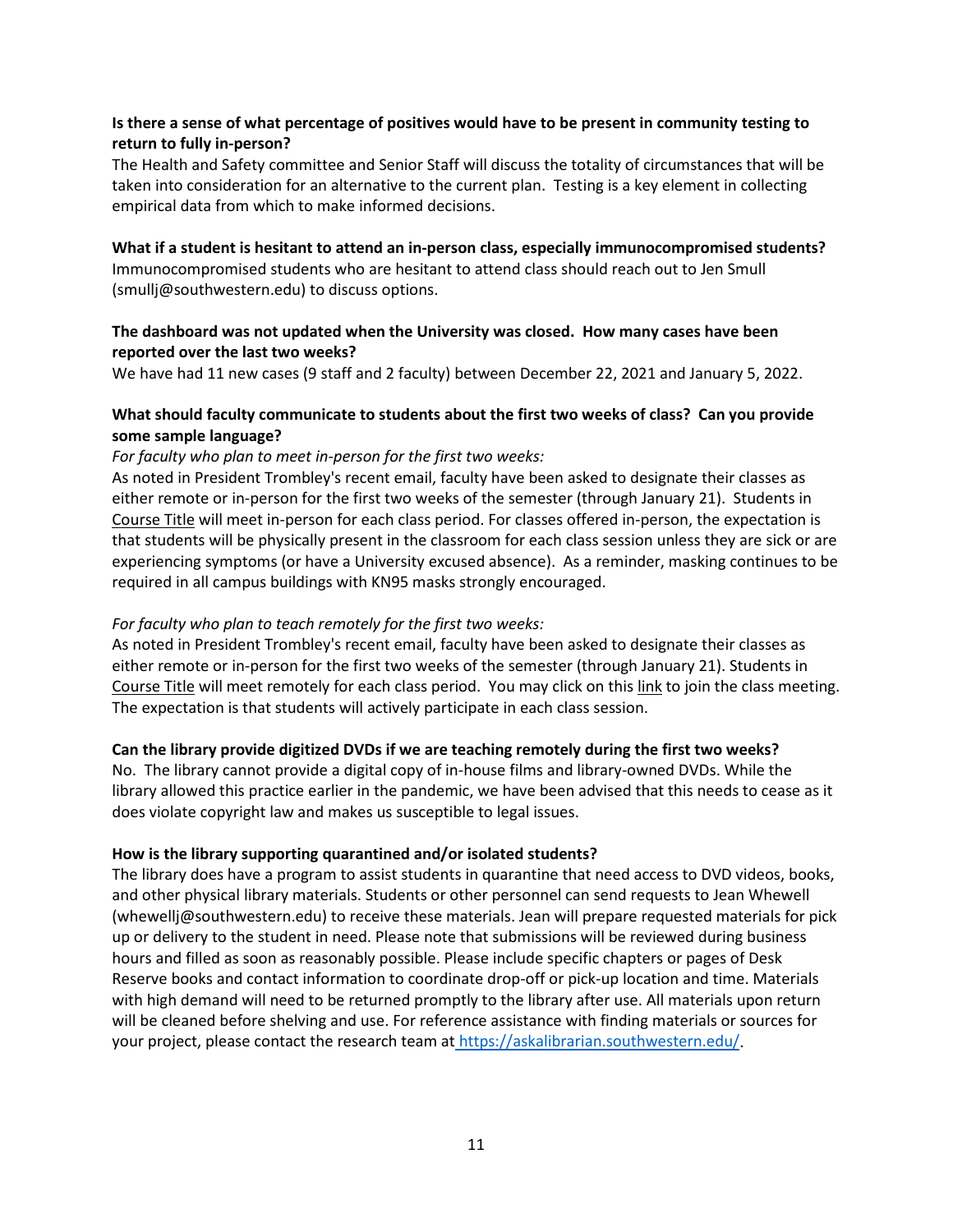**Is there a sense of what percentage of positives would have to be present in community testing to return to fully in-person?**

The Health and Safety committee and Senior Staff will discuss the totality of circumstances that will be taken into consideration for an alternative to the current plan. Testing is a key element in collecting empirical data from which to make informed decisions.

**What if a student is hesitant to attend an in-person class, especially immunocompromised students?**

Immunocompromised students who are hesitant to attend class should reach out to Jen Smull (smullj@southwestern.edu) to discuss options.

**The dashboard was not updated when the University was closed. How many cases have been reported over the last two weeks?**

We have had 11 new cases (9 staff and 2 faculty) between December 22, 2021 and January 5, 2022.

**What should faculty communicate to students about the first two weeks of class? Can you provide some sample language?**

*For faculty who plan to meet in-person for the first two weeks:*

As noted in President Trombley's recent email, faculty have been asked to designate their classes as either remote or in-person for the first two weeks of the semester (through January 21). Students in Course Title will meet in-person for each class period. For classes offered in-person, the expectation is that students will be physically present in the classroom for each class session unless they are sick or are experiencing symptoms (or have a University excused absence). As a reminder, masking continues to be required in all campus buildings with KN95 masks strongly encouraged.

*For faculty who plan to teach remotely for the first two weeks:*

As noted in President Trombley's recent email, faculty have been asked to designate their classes as either remote or in-person for the first two weeks of the semester (through January 21). Students in Course Title will meet remotely for each class period. You may click on this link to join the class meeting. The expectation is that students will actively participate in each class session.

**Can the library provide digitized DVDs if we are teaching remotely during the first two weeks?**

No. The library cannot provide a digital copy of in-house films and library-owned DVDs. While the library allowed this practice earlier in the pandemic, we have been advised that this needs to cease as it does violate copyright law and makes us susceptible to legal issues.

**How is the library supporting quarantined and/or isolated students?**

The library does have a program to assist students in quarantine that need access to DVD videos, books, and other physical library materials. Students or other personnel can send requests to Jean Whewell (whewellj@southwestern.edu) to receive these materials. Jean will prepare requested materials for pick up or delivery to the student in need. Please note that submissions will be reviewed during business hours and filled as soon as reasonably possible. Please include specific chapters or pages of Desk Reserve books and contact information to coordinate drop-off or pick-up location and time. Materials with high demand will need to be returned promptly to the library after use. All materials upon return will be cleaned before shelving and use. For reference assistance with finding materials or sources for your project, please contact the research team at https://askalibrarian.southwestern.edu/.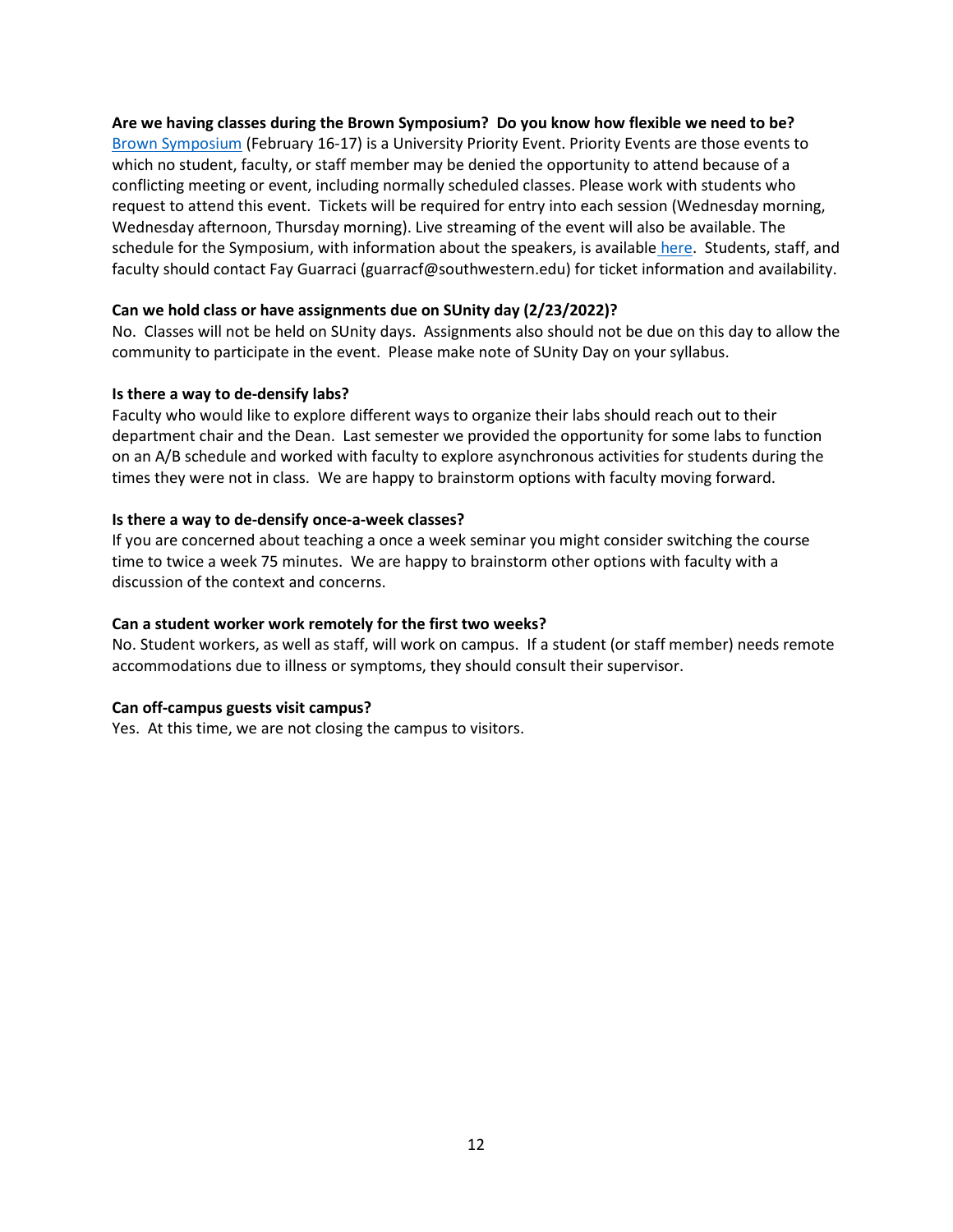**Are we having classes during the Brown Symposium? Do you know how flexible we need to be?**
Brown Symposium (February 16-17) is a University Priority Event. Priority Events are those events to which no student, faculty, or staff member may be denied the opportunity to attend because of a conflicting meeting or event, including normally scheduled classes. Please work with students who request to attend this event. Tickets will be required for entry into each session (Wednesday morning, Wednesday afternoon, Thursday morning). Live streaming of the event will also be available. The schedule for the Symposium, with information about the speakers, is available here. Students, staff, and faculty should contact Fay Guarraci (guarracf@southwestern.edu) for ticket information and availability.

**Can we hold class or have assignments due on SUnity day (2/23/2022)?**
No. Classes will not be held on SUnity days. Assignments also should not be due on this day to allow the community to participate in the event. Please make note of SUnity Day on your syllabus.

**Is there a way to de-densify labs?**
Faculty who would like to explore different ways to organize their labs should reach out to their department chair and the Dean. Last semester we provided the opportunity for some labs to function on an A/B schedule and worked with faculty to explore asynchronous activities for students during the times they were not in class. We are happy to brainstorm options with faculty moving forward.

**Is there a way to de-densify once-a-week classes?**
If you are concerned about teaching a once a week seminar you might consider switching the course time to twice a week 75 minutes. We are happy to brainstorm other options with faculty with a discussion of the context and concerns.

**Can a student worker work remotely for the first two weeks?**
No. Student workers, as well as staff, will work on campus. If a student (or staff member) needs remote accommodations due to illness or symptoms, they should consult their supervisor.

**Can off-campus guests visit campus?**
Yes. At this time, we are not closing the campus to visitors.